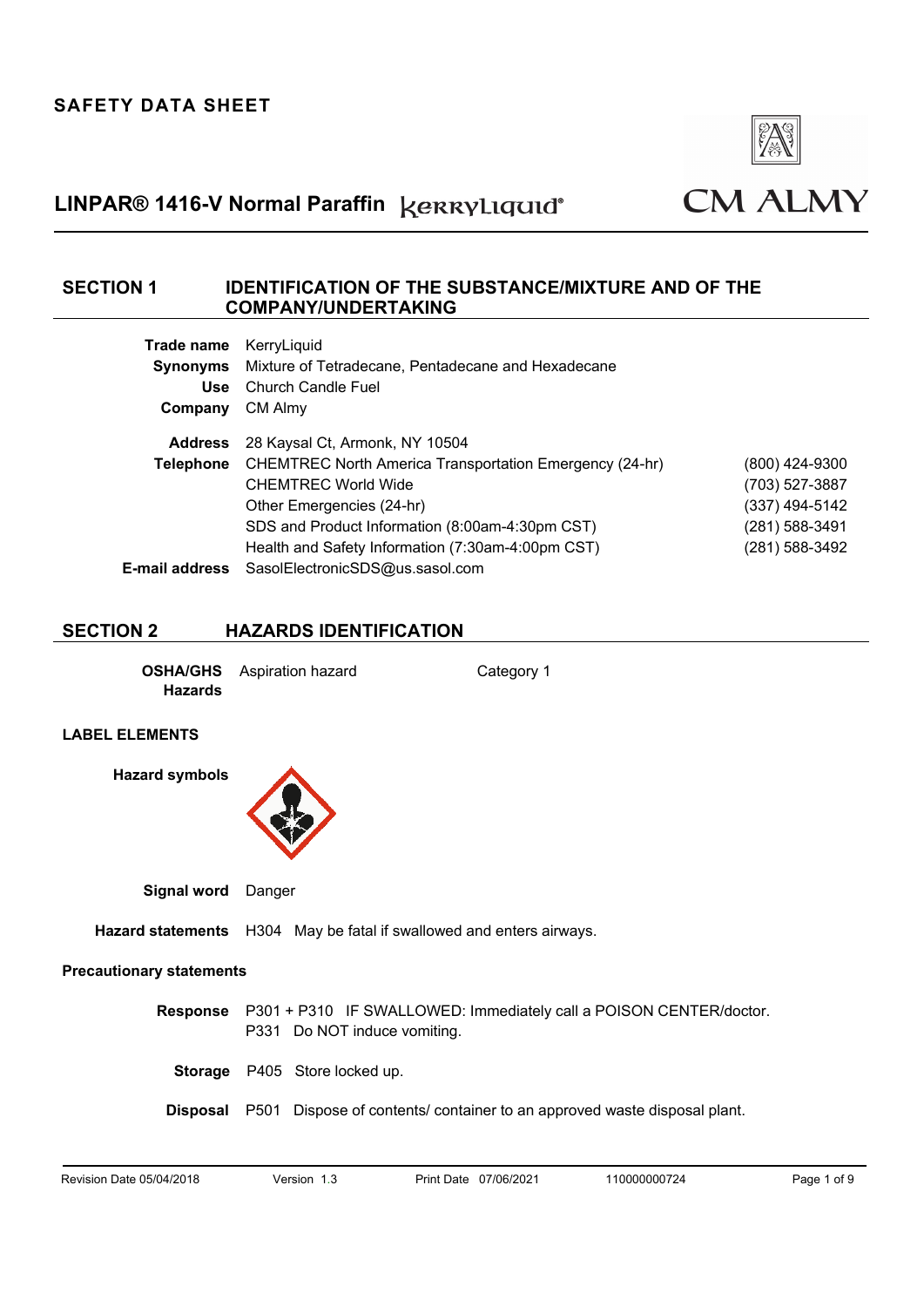# SAFETY DATA SHEET

## LINPAR® 1416-V Normal Paraffin KerryLiquid®

CM ALMY

## SECTION 1 IDENTIFICATION OF THE SUBSTANCE/MIXTURE AND OF THE COMPANY/UNDERTAKING

**Trade name** KerryLiquid

**Synonyms** Mixture of Tetradecane, Pentadecane and Hexadecane

**Use** Church Candle Fuel

**Company** CM Almy

**Address** 28 Kaysal Ct, Armonk, NY 10504

**Telephone**

| | |
|---|---|
| CHEMTREC North America Transportation Emergency (24-hr) | (800) 424-9300 |
| CHEMTREC World Wide | (703) 527-3887 |
| Other Emergencies (24-hr) | (337) 494-5142 |
| SDS and Product Information (8:00am-4:30pm CST) | (281) 588-3491 |
| Health and Safety Information (7:30am-4:00pm CST) | (281) 588-3492 |

**E-mail address** SasolElectronicSDS@us.sasol.com

## SECTION 2 HAZARDS IDENTIFICATION

**OSHA/GHS Hazards** Aspiration hazard Category 1

### LABEL ELEMENTS

**Hazard symbols**

**Signal word** Danger

**Hazard statements** H304 May be fatal if swallowed and enters airways.

**Precautionary statements**

**Response** P301 + P310 IF SWALLOWED: Immediately call a POISON CENTER/doctor.
P331 Do NOT induce vomiting.

**Storage** P405 Store locked up.

**Disposal** P501 Dispose of contents/ container to an approved waste disposal plant.

Revision Date 05/04/2018 Version 1.3 Print Date 07/06/2021 110000000724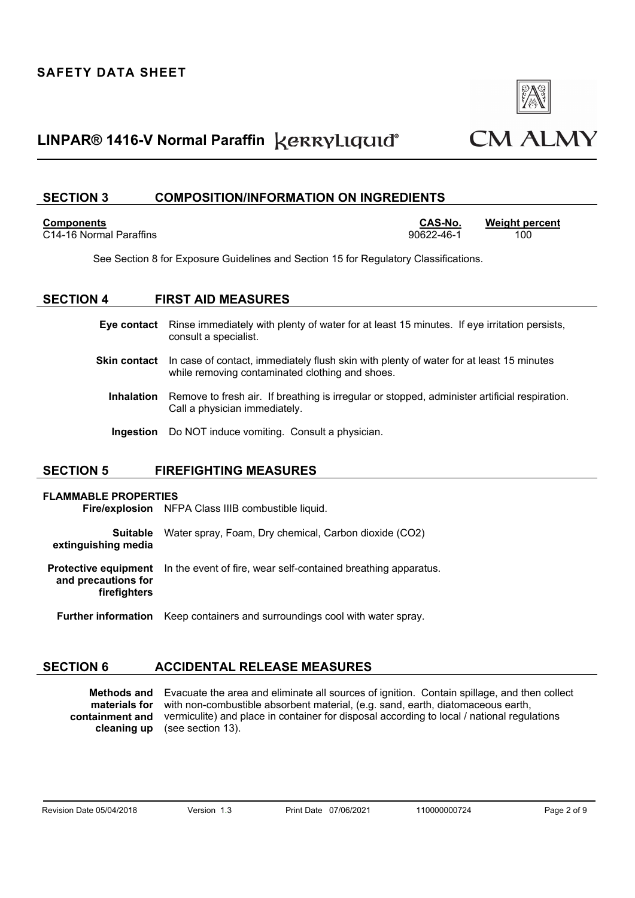## SECTION 3 COMPOSITION/INFORMATION ON INGREDIENTS

| Components | CAS-No. | Weight percent |
|---|---|---|
| C14-16 Normal Paraffins | 90622-46-1 | 100 |

See Section 8 for Exposure Guidelines and Section 15 for Regulatory Classifications.

## SECTION 4 FIRST AID MEASURES

**Eye contact** Rinse immediately with plenty of water for at least 15 minutes. If eye irritation persists, consult a specialist.

**Skin contact** In case of contact, immediately flush skin with plenty of water for at least 15 minutes while removing contaminated clothing and shoes.

**Inhalation** Remove to fresh air. If breathing is irregular or stopped, administer artificial respiration. Call a physician immediately.

**Ingestion** Do NOT induce vomiting. Consult a physician.

## SECTION 5 FIREFIGHTING MEASURES

**FLAMMABLE PROPERTIES**

**Fire/explosion** NFPA Class IIIB combustible liquid.

**Suitable extinguishing media** Water spray, Foam, Dry chemical, Carbon dioxide ($CO_2$)

**Protective equipment and precautions for firefighters** In the event of fire, wear self-contained breathing apparatus.

**Further information** Keep containers and surroundings cool with water spray.

## SECTION 6 ACCIDENTAL RELEASE MEASURES

**Methods and materials for containment and cleaning up** Evacuate the area and eliminate all sources of ignition. Contain spillage, and then collect with non-combustible absorbent material, (e.g. sand, earth, diatomaceous earth, vermiculite) and place in container for disposal according to local / national regulations (see section 13).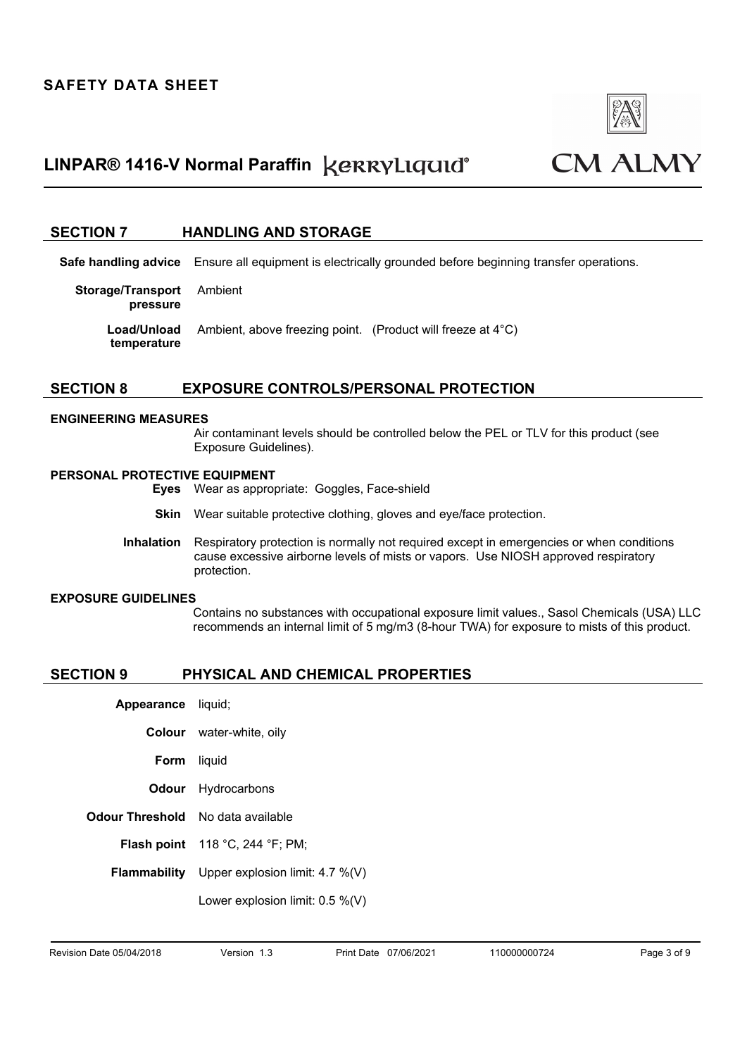## SECTION 7 HANDLING AND STORAGE

**Safe handling advice** Ensure all equipment is electrically grounded before beginning transfer operations.

**Storage/Transport pressure** Ambient

**Load/Unload temperature** Ambient, above freezing point. (Product will freeze at 4°C)

## SECTION 8 EXPOSURE CONTROLS/PERSONAL PROTECTION

### ENGINEERING MEASURES

Air contaminant levels should be controlled below the PEL or TLV for this product (see Exposure Guidelines).

### PERSONAL PROTECTIVE EQUIPMENT

**Eyes** Wear as appropriate: Goggles, Face-shield

**Skin** Wear suitable protective clothing, gloves and eye/face protection.

**Inhalation** Respiratory protection is normally not required except in emergencies or when conditions cause excessive airborne levels of mists or vapors. Use NIOSH approved respiratory protection.

### EXPOSURE GUIDELINES

Contains no substances with occupational exposure limit values., Sasol Chemicals (USA) LLC recommends an internal limit of 5 mg/m3 (8-hour TWA) for exposure to mists of this product.

## SECTION 9 PHYSICAL AND CHEMICAL PROPERTIES

**Appearance** liquid;

**Colour** water-white, oily

**Form** liquid

**Odour** Hydrocarbons

**Odour Threshold** No data available

**Flash point** 118 °C, 244 °F; PM;

**Flammability** Upper explosion limit: 4.7 %(V)

Lower explosion limit: 0.5 %(V)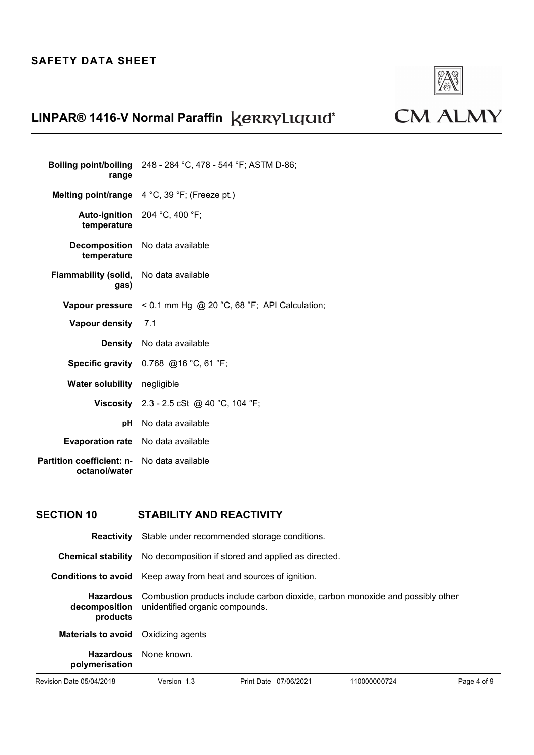| | |
|---|---|
| **Boiling point/boiling range** | 248 - 284 °C, 478 - 544 °F; ASTM D-86; |
| **Melting point/range** | 4 °C, 39 °F; (Freeze pt.) |
| **Auto-ignition temperature** | 204 °C, 400 °F; |
| **Decomposition temperature** | No data available |
| **Flammability (solid, gas)** | No data available |
| **Vapour pressure** | < 0.1 mm Hg @ 20 °C, 68 °F; API Calculation; |
| **Vapour density** | 7.1 |
| **Density** | No data available |
| **Specific gravity** | 0.768 @16 °C, 61 °F; |
| **Water solubility** | negligible |
| **Viscosity** | 2.3 - 2.5 cSt @ 40 °C, 104 °F; |
| **pH** | No data available |
| **Evaporation rate** | No data available |
| **Partition coefficient: n-octanol/water** | No data available |

## SECTION 10 STABILITY AND REACTIVITY

| | |
|---|---|
| **Reactivity** | Stable under recommended storage conditions. |
| **Chemical stability** | No decomposition if stored and applied as directed. |
| **Conditions to avoid** | Keep away from heat and sources of ignition. |
| **Hazardous decomposition products** | Combustion products include carbon dioxide, carbon monoxide and possibly other unidentified organic compounds. |
| **Materials to avoid** | Oxidizing agents |
| **Hazardous polymerisation** | None known. |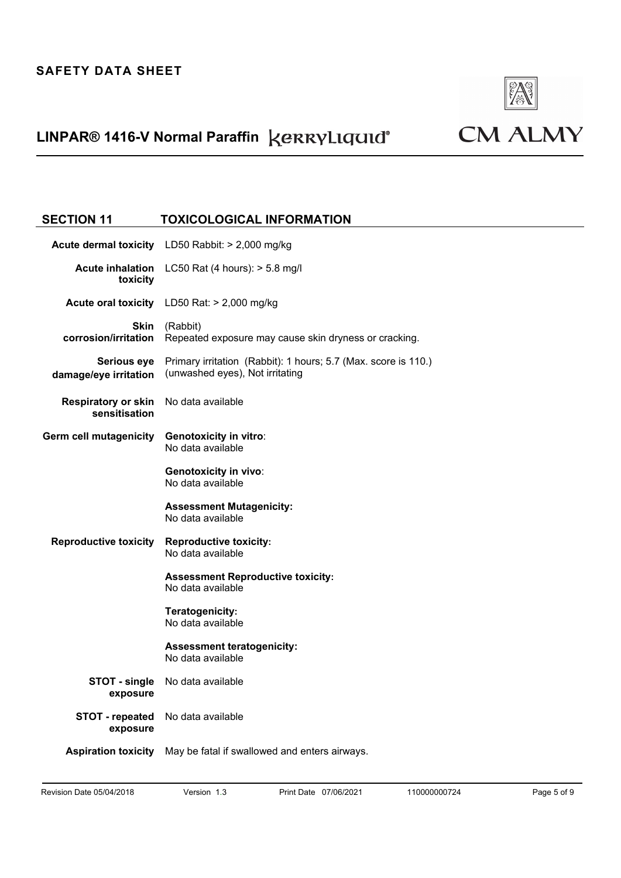## SECTION 11 TOXICOLOGICAL INFORMATION

| | |
|---|---|
| **Acute dermal toxicity** | LD50 Rabbit: > 2,000 mg/kg |
| **Acute inhalation toxicity** | LC50 Rat (4 hours): > 5.8 mg/l |
| **Acute oral toxicity** | LD50 Rat: > 2,000 mg/kg |
| **Skin corrosion/irritation** | (Rabbit)<br>Repeated exposure may cause skin dryness or cracking. |
| **Serious eye damage/eye irritation** | Primary irritation (Rabbit): 1 hours; 5.7 (Max. score is 110.) (unwashed eyes), Not irritating |
| **Respiratory or skin sensitisation** | No data available |
| **Germ cell mutagenicity** | **Genotoxicity in vitro**:<br>No data available<br><br>**Genotoxicity in vivo**:<br>No data available<br><br>**Assessment Mutagenicity:**<br>No data available |
| **Reproductive toxicity** | **Reproductive toxicity:**<br>No data available<br><br>**Assessment Reproductive toxicity:**<br>No data available<br><br>**Teratogenicity:**<br>No data available<br><br>**Assessment teratogenicity:**<br>No data available |
| **STOT - single exposure** | No data available |
| **STOT - repeated exposure** | No data available |
| **Aspiration toxicity** | May be fatal if swallowed and enters airways. |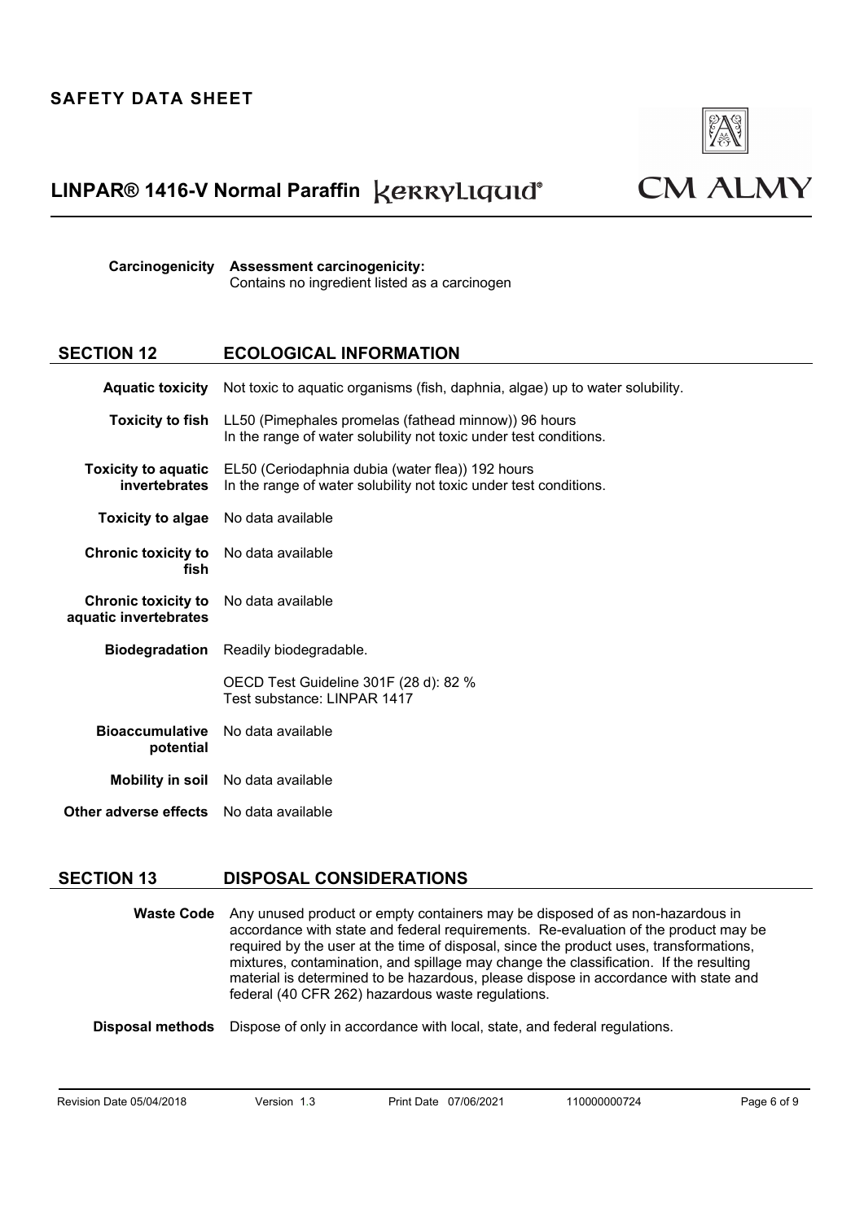**Carcinogenicity** **Assessment carcinogenicity:**
Contains no ingredient listed as a carcinogen

## SECTION 12 ECOLOGICAL INFORMATION

**Aquatic toxicity** Not toxic to aquatic organisms (fish, daphnia, algae) up to water solubility.

**Toxicity to fish** LL50 (Pimephales promelas (fathead minnow)) 96 hours
In the range of water solubility not toxic under test conditions.

**Toxicity to aquatic invertebrates** EL50 (Ceriodaphnia dubia (water flea)) 192 hours
In the range of water solubility not toxic under test conditions.

**Toxicity to algae** No data available

**Chronic toxicity to fish** No data available

**Chronic toxicity to aquatic invertebrates** No data available

**Biodegradation** Readily biodegradable.

OECD Test Guideline 301F (28 d): 82 %
Test substance: LINPAR 1417

**Bioaccumulative potential** No data available

**Mobility in soil** No data available

**Other adverse effects** No data available

## SECTION 13 DISPOSAL CONSIDERATIONS

**Waste Code** Any unused product or empty containers may be disposed of as non-hazardous in accordance with state and federal requirements. Re-evaluation of the product may be required by the user at the time of disposal, since the product uses, transformations, mixtures, contamination, and spillage may change the classification. If the resulting material is determined to be hazardous, please dispose in accordance with state and federal (40 CFR 262) hazardous waste regulations.

**Disposal methods** Dispose of only in accordance with local, state, and federal regulations.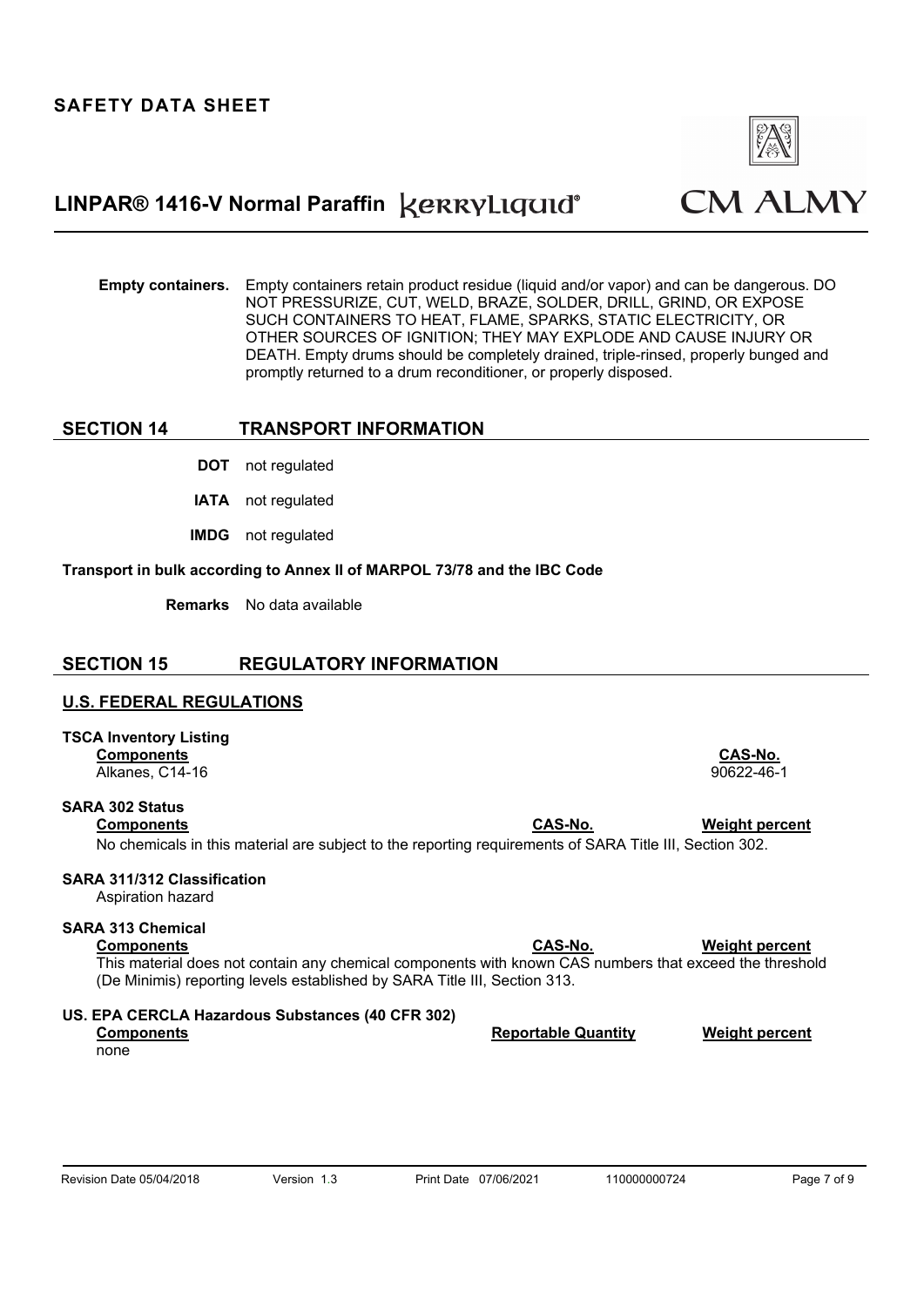**Empty containers.** Empty containers retain product residue (liquid and/or vapor) and can be dangerous. DO NOT PRESSURIZE, CUT, WELD, BRAZE, SOLDER, DRILL, GRIND, OR EXPOSE SUCH CONTAINERS TO HEAT, FLAME, SPARKS, STATIC ELECTRICITY, OR OTHER SOURCES OF IGNITION; THEY MAY EXPLODE AND CAUSE INJURY OR DEATH. Empty drums should be completely drained, triple-rinsed, properly bunged and promptly returned to a drum reconditioner, or properly disposed.

## SECTION 14 TRANSPORT INFORMATION

**DOT** not regulated

**IATA** not regulated

**IMDG** not regulated

**Transport in bulk according to Annex II of MARPOL 73/78 and the IBC Code**

**Remarks** No data available

## SECTION 15 REGULATORY INFORMATION

### U.S. FEDERAL REGULATIONS

**TSCA Inventory Listing**

| Components | CAS-No. |
|---|---|
| Alkanes, C14-16 | 90622-46-1 |

**SARA 302 Status**

| Components | CAS-No. | Weight percent |
|---|---|---|

No chemicals in this material are subject to the reporting requirements of SARA Title III, Section 302.

**SARA 311/312 Classification**

Aspiration hazard

**SARA 313 Chemical**

| Components | CAS-No. | Weight percent |
|---|---|---|

This material does not contain any chemical components with known CAS numbers that exceed the threshold (De Minimis) reporting levels established by SARA Title III, Section 313.

**US. EPA CERCLA Hazardous Substances (40 CFR 302)**

| Components | Reportable Quantity | Weight percent |
|---|---|---|
| none | | |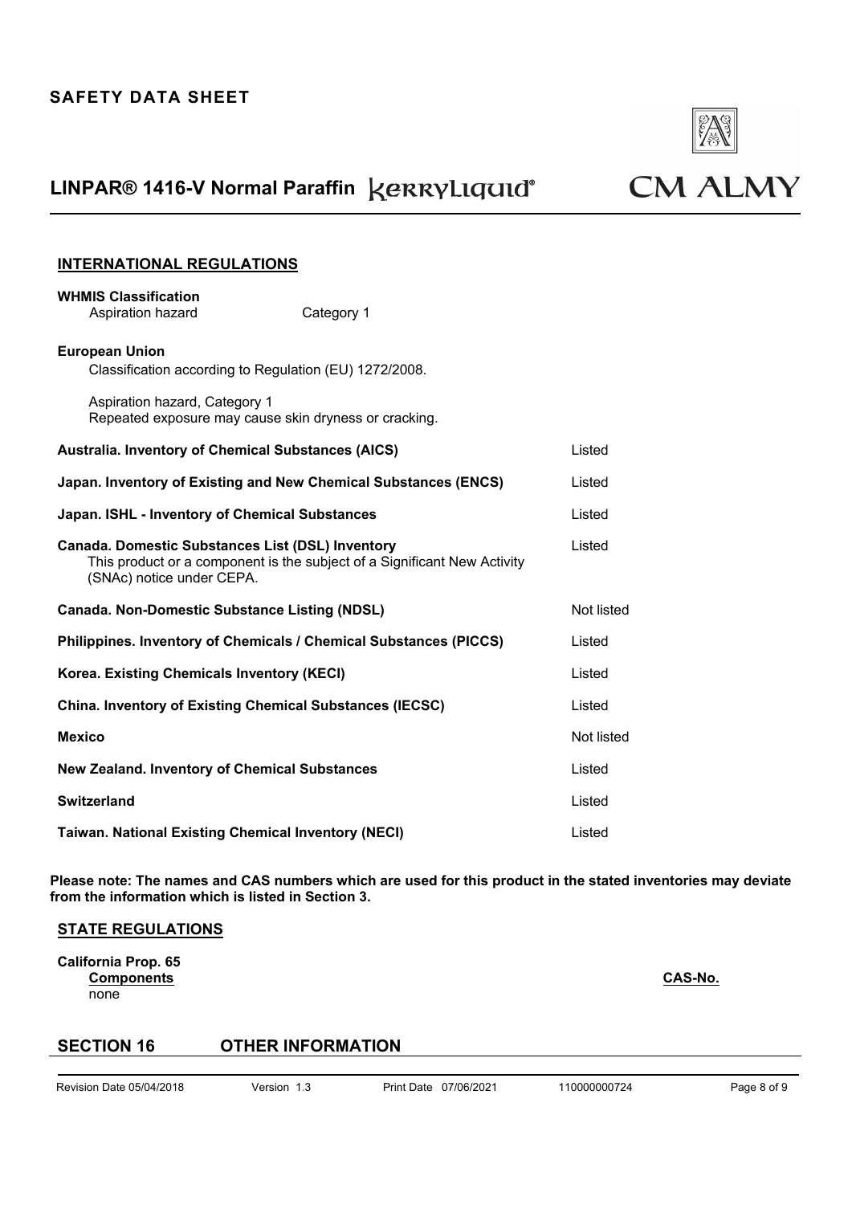## INTERNATIONAL REGULATIONS

**WHMIS Classification**

Aspiration hazard Category 1

**European Union**

Classification according to Regulation (EU) 1272/2008.

Aspiration hazard, Category 1
Repeated exposure may cause skin dryness or cracking.

| | |
|---|---|
| **Australia. Inventory of Chemical Substances (AICS)** | Listed |
| **Japan. Inventory of Existing and New Chemical Substances (ENCS)** | Listed |
| **Japan. ISHL - Inventory of Chemical Substances** | Listed |
| **Canada. Domestic Substances List (DSL) Inventory** This product or a component is the subject of a Significant New Activity (SNAc) notice under CEPA. | Listed |
| **Canada. Non-Domestic Substance Listing (NDSL)** | Not listed |
| **Philippines. Inventory of Chemicals / Chemical Substances (PICCS)** | Listed |
| **Korea. Existing Chemicals Inventory (KECI)** | Listed |
| **China. Inventory of Existing Chemical Substances (IECSC)** | Listed |
| **Mexico** | Not listed |
| **New Zealand. Inventory of Chemical Substances** | Listed |
| **Switzerland** | Listed |
| **Taiwan. National Existing Chemical Inventory (NECI)** | Listed |

**Please note: The names and CAS numbers which are used for this product in the stated inventories may deviate from the information which is listed in Section 3.**

## STATE REGULATIONS

**California Prop. 65**

| Components | CAS-No. |
|---|---|
| none | |

## SECTION 16 OTHER INFORMATION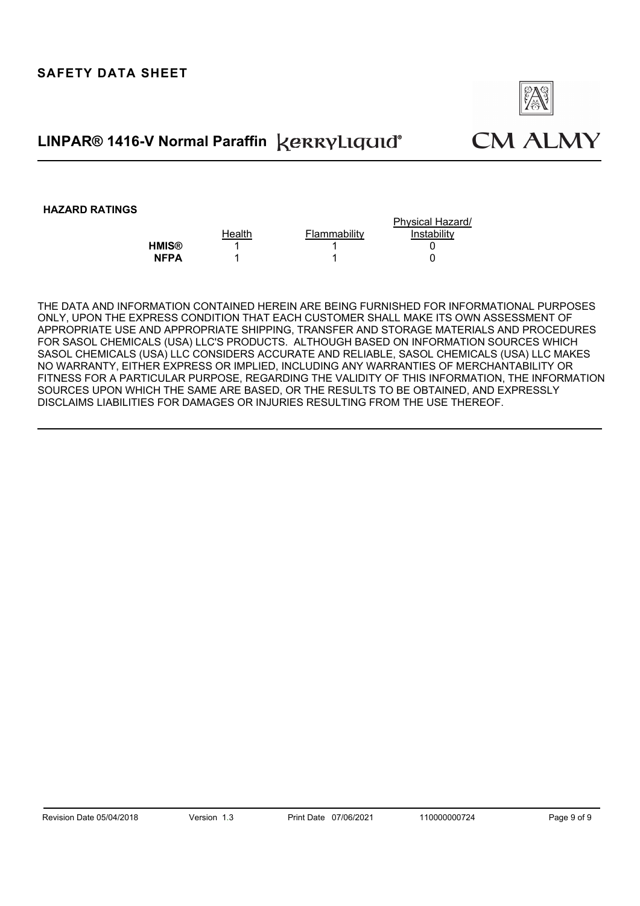**HAZARD RATINGS**

| | Health | Flammability | Physical Hazard/ Instability |
|---|---|---|---|
| **HMIS®** | 1 | 1 | 0 |
| **NFPA** | 1 | 1 | 0 |

THE DATA AND INFORMATION CONTAINED HEREIN ARE BEING FURNISHED FOR INFORMATIONAL PURPOSES ONLY, UPON THE EXPRESS CONDITION THAT EACH CUSTOMER SHALL MAKE ITS OWN ASSESSMENT OF APPROPRIATE USE AND APPROPRIATE SHIPPING, TRANSFER AND STORAGE MATERIALS AND PROCEDURES FOR SASOL CHEMICALS (USA) LLC'S PRODUCTS. ALTHOUGH BASED ON INFORMATION SOURCES WHICH SASOL CHEMICALS (USA) LLC CONSIDERS ACCURATE AND RELIABLE, SASOL CHEMICALS (USA) LLC MAKES NO WARRANTY, EITHER EXPRESS OR IMPLIED, INCLUDING ANY WARRANTIES OF MERCHANTABILITY OR FITNESS FOR A PARTICULAR PURPOSE, REGARDING THE VALIDITY OF THIS INFORMATION, THE INFORMATION SOURCES UPON WHICH THE SAME ARE BASED, OR THE RESULTS TO BE OBTAINED, AND EXPRESSLY DISCLAIMS LIABILITIES FOR DAMAGES OR INJURIES RESULTING FROM THE USE THEREOF.